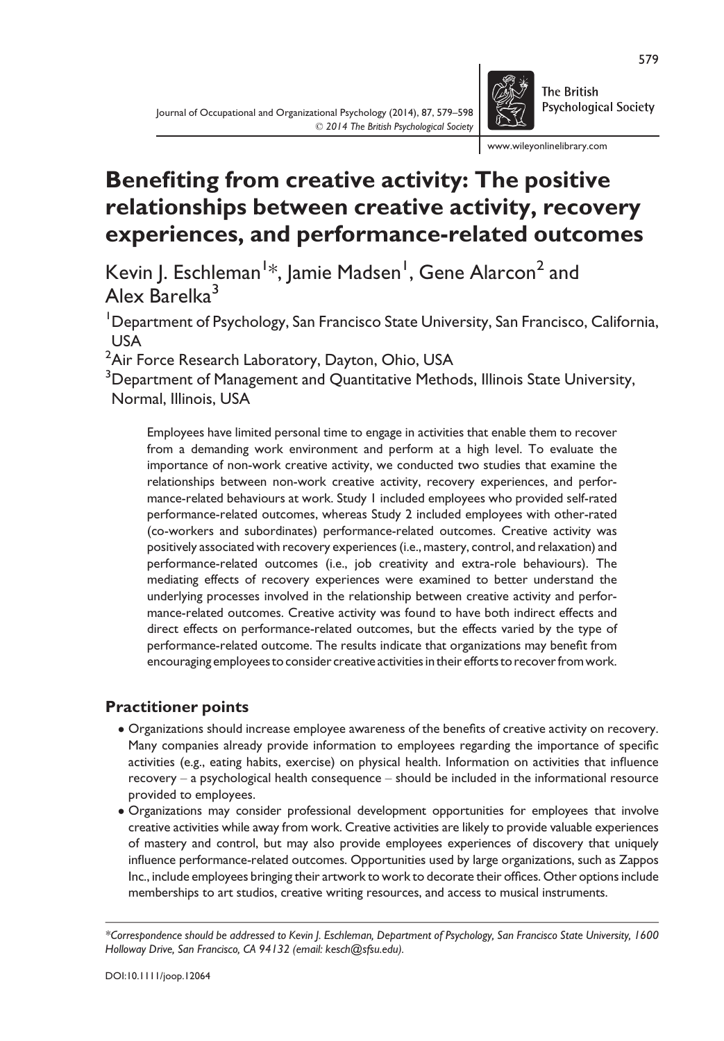# Benefiting from creative activity: The positive relationships between creative activity, recovery experiences, and performance-related outcomes

Kevin J. Eschleman[1]*, Jamie Madsen[1], Gene Alarcon[2] and Alex Barelka[3]

[1]Department of Psychology, San Francisco State University, San Francisco, California, USA

[2]Air Force Research Laboratory, Dayton, Ohio, USA

[3]Department of Management and Quantitative Methods, Illinois State University, Normal, Illinois, USA

Employees have limited personal time to engage in activities that enable them to recover from a demanding work environment and perform at a high level. To evaluate the importance of non-work creative activity, we conducted two studies that examine the relationships between non-work creative activity, recovery experiences, and performance-related behaviours at work. Study 1 included employees who provided self-rated performance-related outcomes, whereas Study 2 included employees with other-rated (co-workers and subordinates) performance-related outcomes. Creative activity was positively associated with recovery experiences (i.e., mastery, control, and relaxation) and performance-related outcomes (i.e., job creativity and extra-role behaviours). The mediating effects of recovery experiences were examined to better understand the underlying processes involved in the relationship between creative activity and performance-related outcomes. Creative activity was found to have both indirect effects and direct effects on performance-related outcomes, but the effects varied by the type of performance-related outcome. The results indicate that organizations may benefit from encouraging employees to consider creative activities in their efforts to recover from work.

## Practitioner points

- Organizations should increase employee awareness of the benefits of creative activity on recovery. Many companies already provide information to employees regarding the importance of specific activities (e.g., eating habits, exercise) on physical health. Information on activities that influence recovery – a psychological health consequence – should be included in the informational resource provided to employees.
- Organizations may consider professional development opportunities for employees that involve creative activities while away from work. Creative activities are likely to provide valuable experiences of mastery and control, but may also provide employees experiences of discovery that uniquely influence performance-related outcomes. Opportunities used by large organizations, such as Zappos Inc., include employees bringing their artwork to work to decorate their offices. Other options include memberships to art studios, creative writing resources, and access to musical instruments.

*Correspondence should be addressed to Kevin J. Eschleman, Department of Psychology, San Francisco State University, 1600 Holloway Drive, San Francisco, CA 94132 (email: kesch@sfsu.edu).*

DOI:10.1111/joop.12064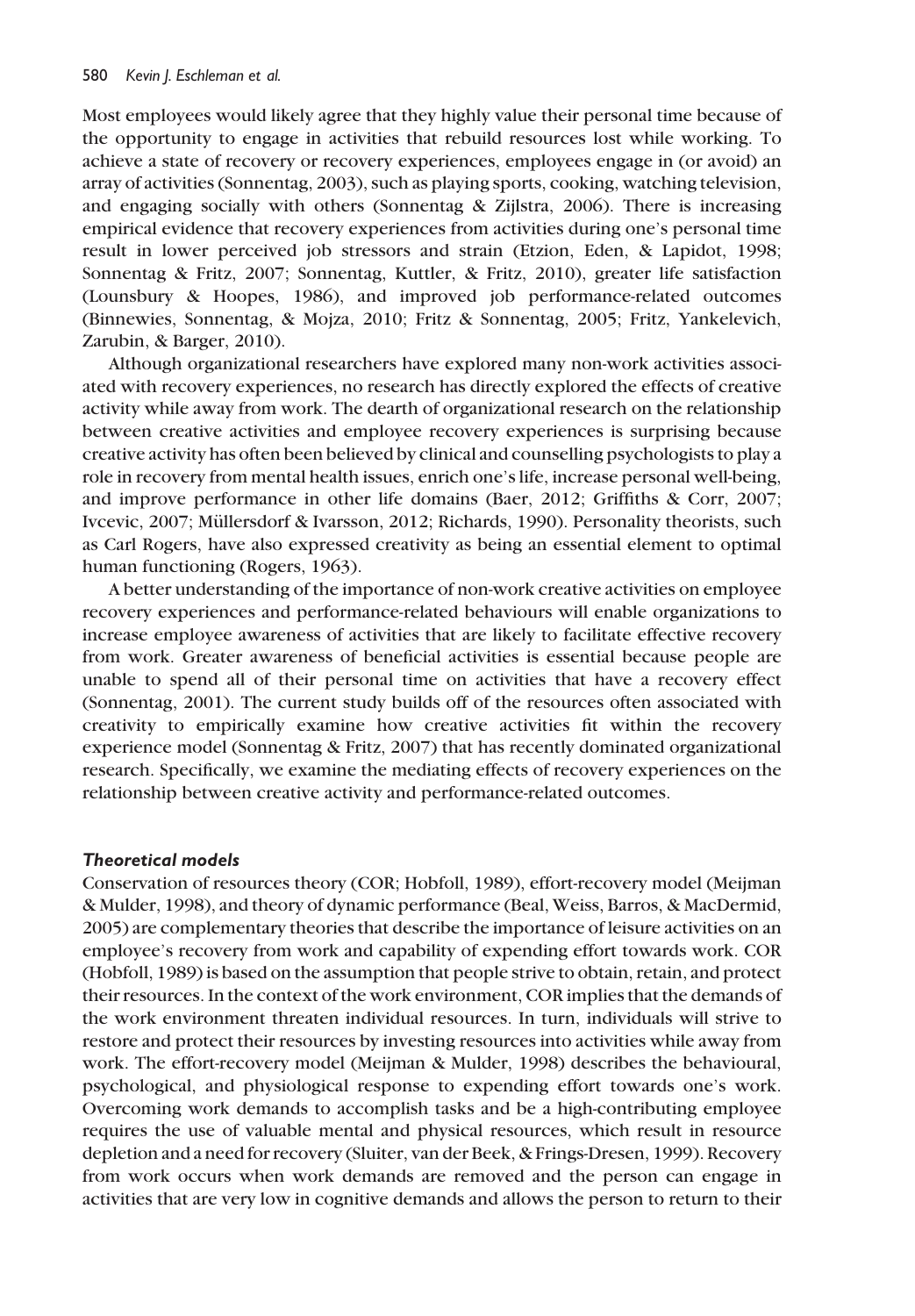Most employees would likely agree that they highly value their personal time because of the opportunity to engage in activities that rebuild resources lost while working. To achieve a state of recovery or recovery experiences, employees engage in (or avoid) an array of activities (Sonnentag, 2003), such as playing sports, cooking, watching television, and engaging socially with others (Sonnentag & Zijlstra, 2006). There is increasing empirical evidence that recovery experiences from activities during one's personal time result in lower perceived job stressors and strain (Etzion, Eden, & Lapidot, 1998; Sonnentag & Fritz, 2007; Sonnentag, Kuttler, & Fritz, 2010), greater life satisfaction (Lounsbury & Hoopes, 1986), and improved job performance-related outcomes (Binnewies, Sonnentag, & Mojza, 2010; Fritz & Sonnentag, 2005; Fritz, Yankelevich, Zarubin, & Barger, 2010).

Although organizational researchers have explored many non-work activities associated with recovery experiences, no research has directly explored the effects of creative activity while away from work. The dearth of organizational research on the relationship between creative activities and employee recovery experiences is surprising because creative activity has often been believed by clinical and counselling psychologists to play a role in recovery from mental health issues, enrich one's life, increase personal well-being, and improve performance in other life domains (Baer, 2012; Griffiths & Corr, 2007; Ivcevic, 2007; Müllersdorf & Ivarsson, 2012; Richards, 1990). Personality theorists, such as Carl Rogers, have also expressed creativity as being an essential element to optimal human functioning (Rogers, 1963).

A better understanding of the importance of non-work creative activities on employee recovery experiences and performance-related behaviours will enable organizations to increase employee awareness of activities that are likely to facilitate effective recovery from work. Greater awareness of beneficial activities is essential because people are unable to spend all of their personal time on activities that have a recovery effect (Sonnentag, 2001). The current study builds off of the resources often associated with creativity to empirically examine how creative activities fit within the recovery experience model (Sonnentag & Fritz, 2007) that has recently dominated organizational research. Specifically, we examine the mediating effects of recovery experiences on the relationship between creative activity and performance-related outcomes.

### *Theoretical models*

Conservation of resources theory (COR; Hobfoll, 1989), effort-recovery model (Meijman & Mulder, 1998), and theory of dynamic performance (Beal, Weiss, Barros, & MacDermid, 2005) are complementary theories that describe the importance of leisure activities on an employee's recovery from work and capability of expending effort towards work. COR (Hobfoll, 1989) is based on the assumption that people strive to obtain, retain, and protect their resources. In the context of the work environment, COR implies that the demands of the work environment threaten individual resources. In turn, individuals will strive to restore and protect their resources by investing resources into activities while away from work. The effort-recovery model (Meijman & Mulder, 1998) describes the behavioural, psychological, and physiological response to expending effort towards one's work. Overcoming work demands to accomplish tasks and be a high-contributing employee requires the use of valuable mental and physical resources, which result in resource depletion and a need for recovery (Sluiter, van der Beek, & Frings-Dresen, 1999). Recovery from work occurs when work demands are removed and the person can engage in activities that are very low in cognitive demands and allows the person to return to their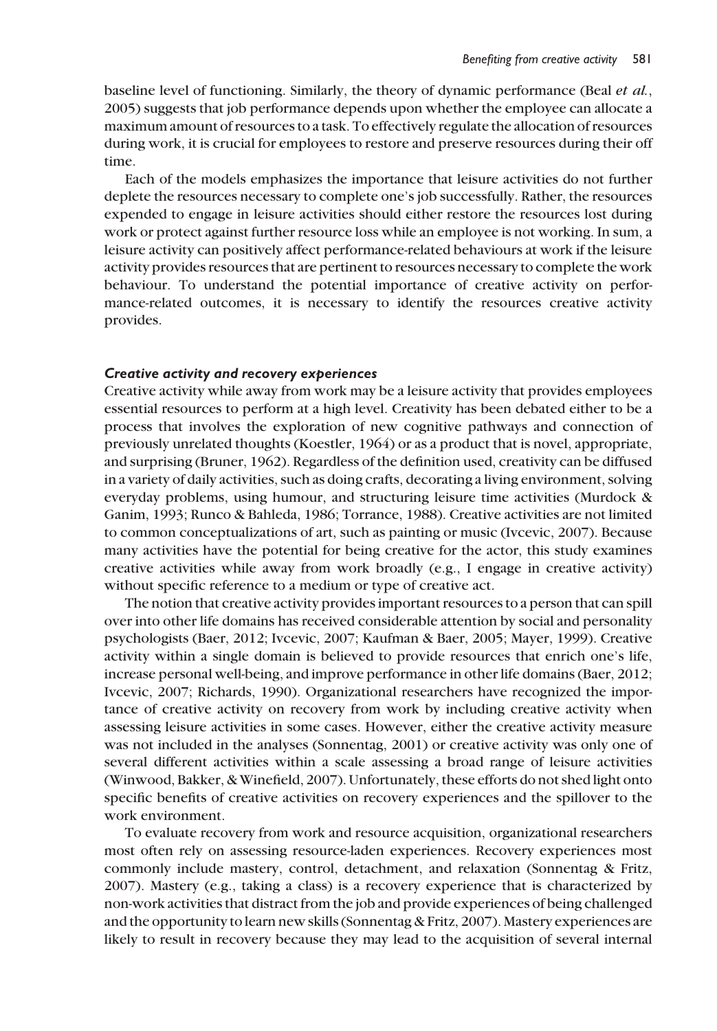baseline level of functioning. Similarly, the theory of dynamic performance (Beal *et al.*, 2005) suggests that job performance depends upon whether the employee can allocate a maximum amount of resources to a task. To effectively regulate the allocation of resources during work, it is crucial for employees to restore and preserve resources during their off time.

Each of the models emphasizes the importance that leisure activities do not further deplete the resources necessary to complete one's job successfully. Rather, the resources expended to engage in leisure activities should either restore the resources lost during work or protect against further resource loss while an employee is not working. In sum, a leisure activity can positively affect performance-related behaviours at work if the leisure activity provides resources that are pertinent to resources necessary to complete the work behaviour. To understand the potential importance of creative activity on performance-related outcomes, it is necessary to identify the resources creative activity provides.

### *Creative activity and recovery experiences*

Creative activity while away from work may be a leisure activity that provides employees essential resources to perform at a high level. Creativity has been debated either to be a process that involves the exploration of new cognitive pathways and connection of previously unrelated thoughts (Koestler, 1964) or as a product that is novel, appropriate, and surprising (Bruner, 1962). Regardless of the definition used, creativity can be diffused in a variety of daily activities, such as doing crafts, decorating a living environment, solving everyday problems, using humour, and structuring leisure time activities (Murdock & Ganim, 1993; Runco & Bahleda, 1986; Torrance, 1988). Creative activities are not limited to common conceptualizations of art, such as painting or music (Ivcevic, 2007). Because many activities have the potential for being creative for the actor, this study examines creative activities while away from work broadly (e.g., I engage in creative activity) without specific reference to a medium or type of creative act.

The notion that creative activity provides important resources to a person that can spill over into other life domains has received considerable attention by social and personality psychologists (Baer, 2012; Ivcevic, 2007; Kaufman & Baer, 2005; Mayer, 1999). Creative activity within a single domain is believed to provide resources that enrich one's life, increase personal well-being, and improve performance in other life domains (Baer, 2012; Ivcevic, 2007; Richards, 1990). Organizational researchers have recognized the importance of creative activity on recovery from work by including creative activity when assessing leisure activities in some cases. However, either the creative activity measure was not included in the analyses (Sonnentag, 2001) or creative activity was only one of several different activities within a scale assessing a broad range of leisure activities (Winwood, Bakker, & Winefield, 2007). Unfortunately, these efforts do not shed light onto specific benefits of creative activities on recovery experiences and the spillover to the work environment.

To evaluate recovery from work and resource acquisition, organizational researchers most often rely on assessing resource-laden experiences. Recovery experiences most commonly include mastery, control, detachment, and relaxation (Sonnentag & Fritz, 2007). Mastery (e.g., taking a class) is a recovery experience that is characterized by non-work activities that distract from the job and provide experiences of being challenged and the opportunity to learn new skills (Sonnentag & Fritz, 2007). Mastery experiences are likely to result in recovery because they may lead to the acquisition of several internal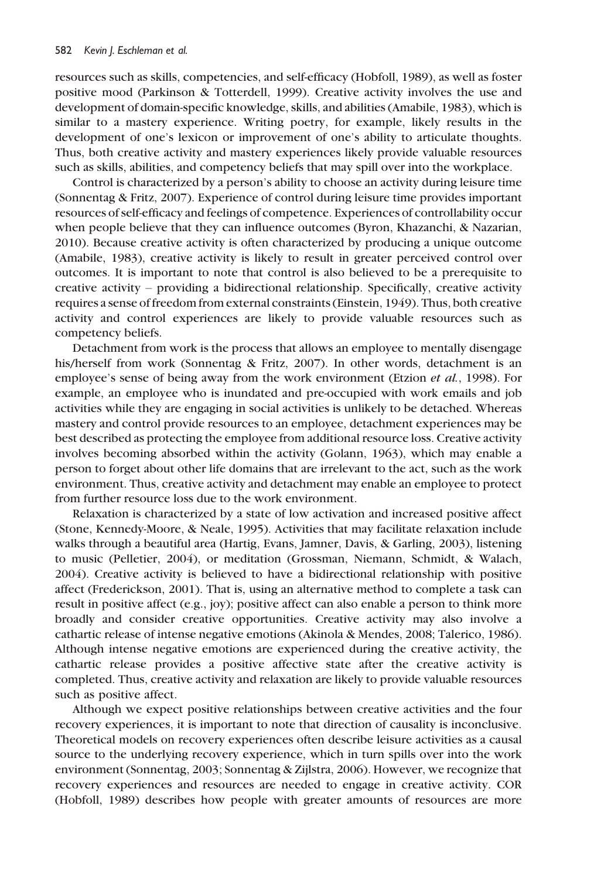resources such as skills, competencies, and self-efficacy (Hobfoll, 1989), as well as foster positive mood (Parkinson & Totterdell, 1999). Creative activity involves the use and development of domain-specific knowledge, skills, and abilities (Amabile, 1983), which is similar to a mastery experience. Writing poetry, for example, likely results in the development of one's lexicon or improvement of one's ability to articulate thoughts. Thus, both creative activity and mastery experiences likely provide valuable resources such as skills, abilities, and competency beliefs that may spill over into the workplace.

Control is characterized by a person's ability to choose an activity during leisure time (Sonnentag & Fritz, 2007). Experience of control during leisure time provides important resources of self-efficacy and feelings of competence. Experiences of controllability occur when people believe that they can influence outcomes (Byron, Khazanchi, & Nazarian, 2010). Because creative activity is often characterized by producing a unique outcome (Amabile, 1983), creative activity is likely to result in greater perceived control over outcomes. It is important to note that control is also believed to be a prerequisite to creative activity – providing a bidirectional relationship. Specifically, creative activity requires a sense of freedom from external constraints (Einstein, 1949). Thus, both creative activity and control experiences are likely to provide valuable resources such as competency beliefs.

Detachment from work is the process that allows an employee to mentally disengage his/herself from work (Sonnentag & Fritz, 2007). In other words, detachment is an employee's sense of being away from the work environment (Etzion *et al.*, 1998). For example, an employee who is inundated and pre-occupied with work emails and job activities while they are engaging in social activities is unlikely to be detached. Whereas mastery and control provide resources to an employee, detachment experiences may be best described as protecting the employee from additional resource loss. Creative activity involves becoming absorbed within the activity (Golann, 1963), which may enable a person to forget about other life domains that are irrelevant to the act, such as the work environment. Thus, creative activity and detachment may enable an employee to protect from further resource loss due to the work environment.

Relaxation is characterized by a state of low activation and increased positive affect (Stone, Kennedy-Moore, & Neale, 1995). Activities that may facilitate relaxation include walks through a beautiful area (Hartig, Evans, Jamner, Davis, & Garling, 2003), listening to music (Pelletier, 2004), or meditation (Grossman, Niemann, Schmidt, & Walach, 2004). Creative activity is believed to have a bidirectional relationship with positive affect (Frederickson, 2001). That is, using an alternative method to complete a task can result in positive affect (e.g., joy); positive affect can also enable a person to think more broadly and consider creative opportunities. Creative activity may also involve a cathartic release of intense negative emotions (Akinola & Mendes, 2008; Talerico, 1986). Although intense negative emotions are experienced during the creative activity, the cathartic release provides a positive affective state after the creative activity is completed. Thus, creative activity and relaxation are likely to provide valuable resources such as positive affect.

Although we expect positive relationships between creative activities and the four recovery experiences, it is important to note that direction of causality is inconclusive. Theoretical models on recovery experiences often describe leisure activities as a causal source to the underlying recovery experience, which in turn spills over into the work environment (Sonnentag, 2003; Sonnentag & Zijlstra, 2006). However, we recognize that recovery experiences and resources are needed to engage in creative activity. COR (Hobfoll, 1989) describes how people with greater amounts of resources are more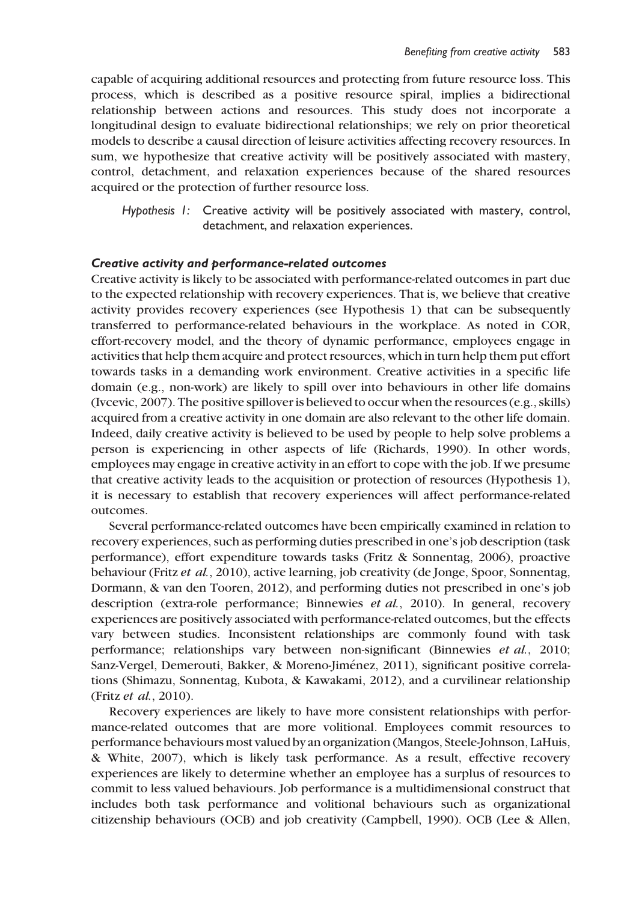capable of acquiring additional resources and protecting from future resource loss. This process, which is described as a positive resource spiral, implies a bidirectional relationship between actions and resources. This study does not incorporate a longitudinal design to evaluate bidirectional relationships; we rely on prior theoretical models to describe a causal direction of leisure activities affecting recovery resources. In sum, we hypothesize that creative activity will be positively associated with mastery, control, detachment, and relaxation experiences because of the shared resources acquired or the protection of further resource loss.

> *Hypothesis 1:* Creative activity will be positively associated with mastery, control, detachment, and relaxation experiences.

### Creative activity and performance-related outcomes

Creative activity is likely to be associated with performance-related outcomes in part due to the expected relationship with recovery experiences. That is, we believe that creative activity provides recovery experiences (see Hypothesis 1) that can be subsequently transferred to performance-related behaviours in the workplace. As noted in COR, effort-recovery model, and the theory of dynamic performance, employees engage in activities that help them acquire and protect resources, which in turn help them put effort towards tasks in a demanding work environment. Creative activities in a specific life domain (e.g., non-work) are likely to spill over into behaviours in other life domains (Ivcevic, 2007). The positive spillover is believed to occur when the resources (e.g., skills) acquired from a creative activity in one domain are also relevant to the other life domain. Indeed, daily creative activity is believed to be used by people to help solve problems a person is experiencing in other aspects of life (Richards, 1990). In other words, employees may engage in creative activity in an effort to cope with the job. If we presume that creative activity leads to the acquisition or protection of resources (Hypothesis 1), it is necessary to establish that recovery experiences will affect performance-related outcomes.

Several performance-related outcomes have been empirically examined in relation to recovery experiences, such as performing duties prescribed in one's job description (task performance), effort expenditure towards tasks (Fritz & Sonnentag, 2006), proactive behaviour (Fritz *et al.*, 2010), active learning, job creativity (de Jonge, Spoor, Sonnentag, Dormann, & van den Tooren, 2012), and performing duties not prescribed in one's job description (extra-role performance; Binnewies *et al.*, 2010). In general, recovery experiences are positively associated with performance-related outcomes, but the effects vary between studies. Inconsistent relationships are commonly found with task performance; relationships vary between non-significant (Binnewies *et al.*, 2010; Sanz-Vergel, Demerouti, Bakker, & Moreno-Jiménez, 2011), significant positive correlations (Shimazu, Sonnentag, Kubota, & Kawakami, 2012), and a curvilinear relationship (Fritz *et al.*, 2010).

Recovery experiences are likely to have more consistent relationships with performance-related outcomes that are more volitional. Employees commit resources to performance behaviours most valued by an organization (Mangos, Steele-Johnson, LaHuis, & White, 2007), which is likely task performance. As a result, effective recovery experiences are likely to determine whether an employee has a surplus of resources to commit to less valued behaviours. Job performance is a multidimensional construct that includes both task performance and volitional behaviours such as organizational citizenship behaviours (OCB) and job creativity (Campbell, 1990). OCB (Lee & Allen,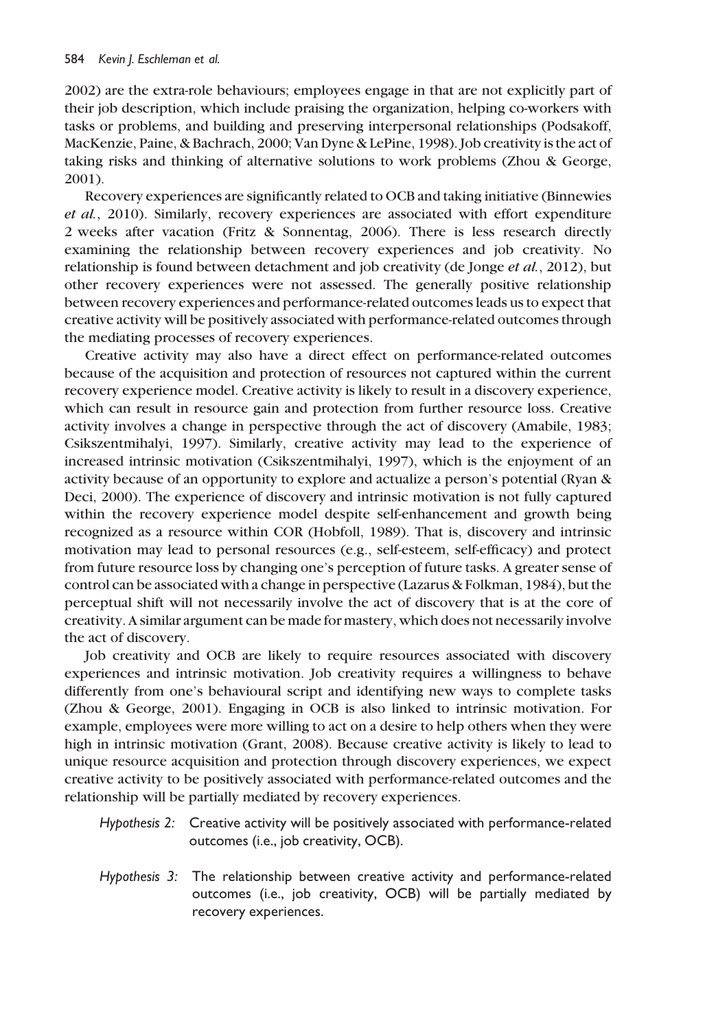2002) are the extra-role behaviours; employees engage in that are not explicitly part of their job description, which include praising the organization, helping co-workers with tasks or problems, and building and preserving interpersonal relationships (Podsakoff, MacKenzie, Paine, & Bachrach, 2000; Van Dyne & LePine, 1998). Job creativity is the act of taking risks and thinking of alternative solutions to work problems (Zhou & George, 2001).

Recovery experiences are significantly related to OCB and taking initiative (Binnewies *et al.*, 2010). Similarly, recovery experiences are associated with effort expenditure 2 weeks after vacation (Fritz & Sonnentag, 2006). There is less research directly examining the relationship between recovery experiences and job creativity. No relationship is found between detachment and job creativity (de Jonge *et al.*, 2012), but other recovery experiences were not assessed. The generally positive relationship between recovery experiences and performance-related outcomes leads us to expect that creative activity will be positively associated with performance-related outcomes through the mediating processes of recovery experiences.

Creative activity may also have a direct effect on performance-related outcomes because of the acquisition and protection of resources not captured within the current recovery experience model. Creative activity is likely to result in a discovery experience, which can result in resource gain and protection from further resource loss. Creative activity involves a change in perspective through the act of discovery (Amabile, 1983; Csikszentmihalyi, 1997). Similarly, creative activity may lead to the experience of increased intrinsic motivation (Csikszentmihalyi, 1997), which is the enjoyment of an activity because of an opportunity to explore and actualize a person's potential (Ryan & Deci, 2000). The experience of discovery and intrinsic motivation is not fully captured within the recovery experience model despite self-enhancement and growth being recognized as a resource within COR (Hobfoll, 1989). That is, discovery and intrinsic motivation may lead to personal resources (e.g., self-esteem, self-efficacy) and protect from future resource loss by changing one's perception of future tasks. A greater sense of control can be associated with a change in perspective (Lazarus & Folkman, 1984), but the perceptual shift will not necessarily involve the act of discovery that is at the core of creativity. A similar argument can be made for mastery, which does not necessarily involve the act of discovery.

Job creativity and OCB are likely to require resources associated with discovery experiences and intrinsic motivation. Job creativity requires a willingness to behave differently from one's behavioural script and identifying new ways to complete tasks (Zhou & George, 2001). Engaging in OCB is also linked to intrinsic motivation. For example, employees were more willing to act on a desire to help others when they were high in intrinsic motivation (Grant, 2008). Because creative activity is likely to lead to unique resource acquisition and protection through discovery experiences, we expect creative activity to be positively associated with performance-related outcomes and the relationship will be partially mediated by recovery experiences.

*Hypothesis 2:* Creative activity will be positively associated with performance-related outcomes (i.e., job creativity, OCB).

*Hypothesis 3:* The relationship between creative activity and performance-related outcomes (i.e., job creativity, OCB) will be partially mediated by recovery experiences.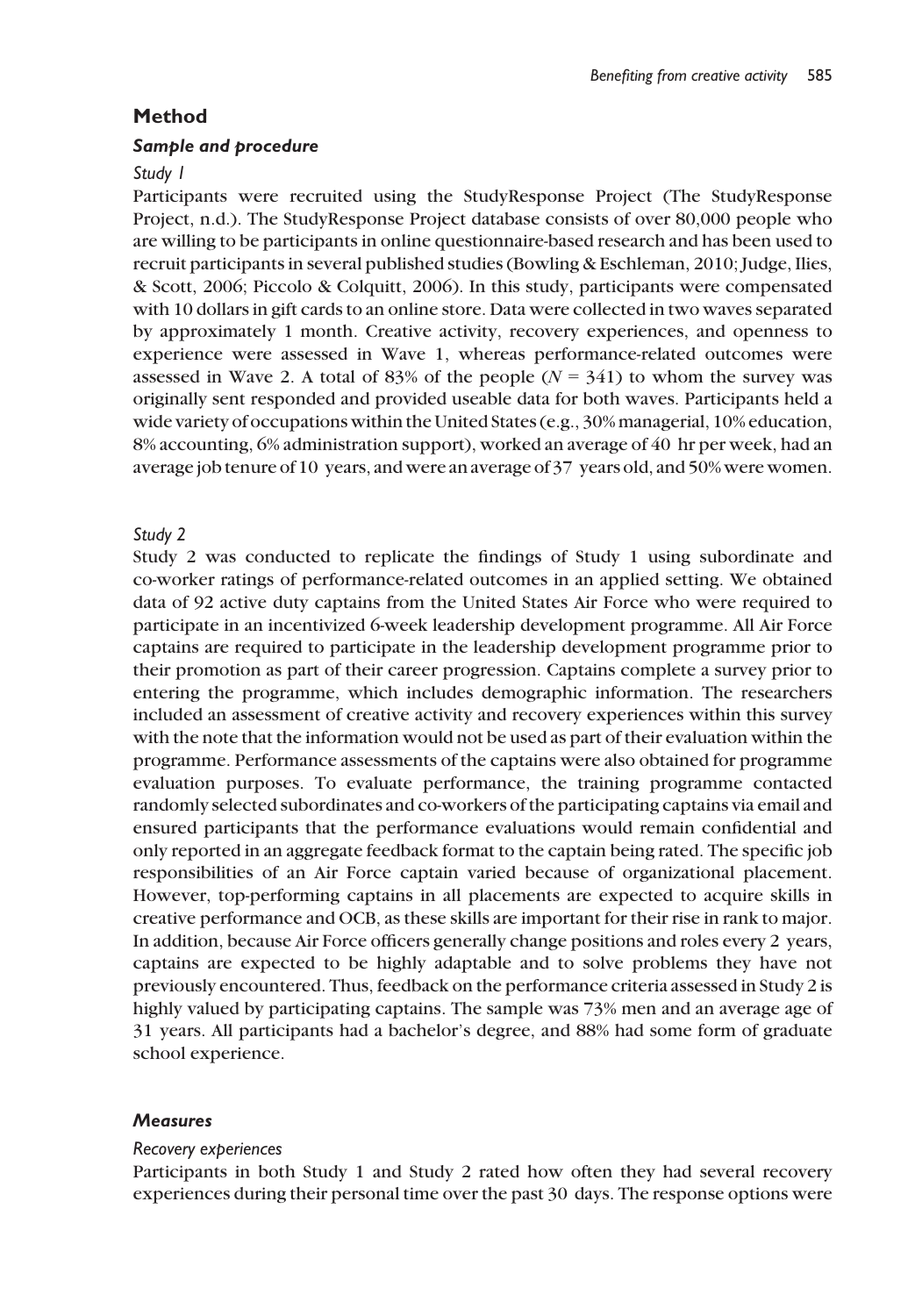## Method

### *Sample and procedure*

#### *Study 1*

Participants were recruited using the StudyResponse Project (The StudyResponse Project, n.d.). The StudyResponse Project database consists of over 80,000 people who are willing to be participants in online questionnaire-based research and has been used to recruit participants in several published studies (Bowling & Eschleman, 2010; Judge, Ilies, & Scott, 2006; Piccolo & Colquitt, 2006). In this study, participants were compensated with 10 dollars in gift cards to an online store. Data were collected in two waves separated by approximately 1 month. Creative activity, recovery experiences, and openness to experience were assessed in Wave 1, whereas performance-related outcomes were assessed in Wave 2. A total of 83% of the people ($N = 341$) to whom the survey was originally sent responded and provided useable data for both waves. Participants held a wide variety of occupations within the United States (e.g., 30% managerial, 10% education, 8% accounting, 6% administration support), worked an average of 40 hr per week, had an average job tenure of 10 years, and were an average of 37 years old, and 50% were women.

#### *Study 2*

Study 2 was conducted to replicate the findings of Study 1 using subordinate and co-worker ratings of performance-related outcomes in an applied setting. We obtained data of 92 active duty captains from the United States Air Force who were required to participate in an incentivized 6-week leadership development programme. All Air Force captains are required to participate in the leadership development programme prior to their promotion as part of their career progression. Captains complete a survey prior to entering the programme, which includes demographic information. The researchers included an assessment of creative activity and recovery experiences within this survey with the note that the information would not be used as part of their evaluation within the programme. Performance assessments of the captains were also obtained for programme evaluation purposes. To evaluate performance, the training programme contacted randomly selected subordinates and co-workers of the participating captains via email and ensured participants that the performance evaluations would remain confidential and only reported in an aggregate feedback format to the captain being rated. The specific job responsibilities of an Air Force captain varied because of organizational placement. However, top-performing captains in all placements are expected to acquire skills in creative performance and OCB, as these skills are important for their rise in rank to major. In addition, because Air Force officers generally change positions and roles every 2 years, captains are expected to be highly adaptable and to solve problems they have not previously encountered. Thus, feedback on the performance criteria assessed in Study 2 is highly valued by participating captains. The sample was 73% men and an average age of 31 years. All participants had a bachelor's degree, and 88% had some form of graduate school experience.

### *Measures*

#### *Recovery experiences*

Participants in both Study 1 and Study 2 rated how often they had several recovery experiences during their personal time over the past 30 days. The response options were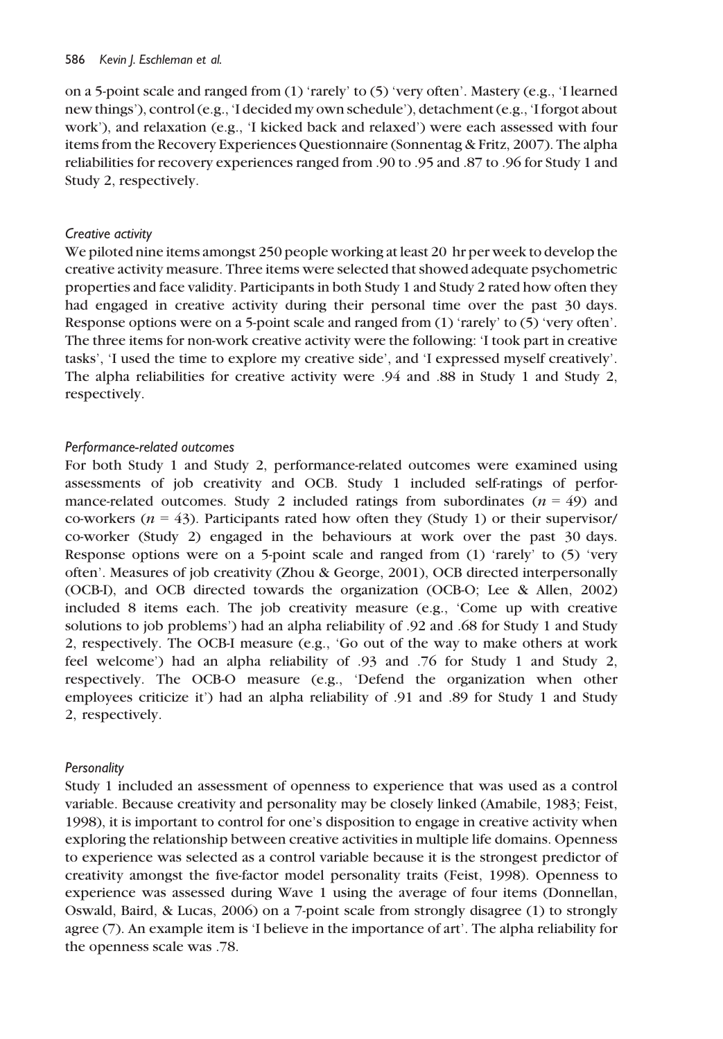on a 5-point scale and ranged from (1) 'rarely' to (5) 'very often'. Mastery (e.g., 'I learned new things'), control (e.g., 'I decided my own schedule'), detachment (e.g., 'I forgot about work'), and relaxation (e.g., 'I kicked back and relaxed') were each assessed with four items from the Recovery Experiences Questionnaire (Sonnentag & Fritz, 2007). The alpha reliabilities for recovery experiences ranged from .90 to .95 and .87 to .96 for Study 1 and Study 2, respectively.

### *Creative activity*

We piloted nine items amongst 250 people working at least 20 hr per week to develop the creative activity measure. Three items were selected that showed adequate psychometric properties and face validity. Participants in both Study 1 and Study 2 rated how often they had engaged in creative activity during their personal time over the past 30 days. Response options were on a 5-point scale and ranged from (1) 'rarely' to (5) 'very often'. The three items for non-work creative activity were the following: 'I took part in creative tasks', 'I used the time to explore my creative side', and 'I expressed myself creatively'. The alpha reliabilities for creative activity were .94 and .88 in Study 1 and Study 2, respectively.

### *Performance-related outcomes*

For both Study 1 and Study 2, performance-related outcomes were examined using assessments of job creativity and OCB. Study 1 included self-ratings of performance-related outcomes. Study 2 included ratings from subordinates ($n = 49$) and co-workers ($n = 43$). Participants rated how often they (Study 1) or their supervisor/co-worker (Study 2) engaged in the behaviours at work over the past 30 days. Response options were on a 5-point scale and ranged from (1) 'rarely' to (5) 'very often'. Measures of job creativity (Zhou & George, 2001), OCB directed interpersonally (OCB-I), and OCB directed towards the organization (OCB-O; Lee & Allen, 2002) included 8 items each. The job creativity measure (e.g., 'Come up with creative solutions to job problems') had an alpha reliability of .92 and .68 for Study 1 and Study 2, respectively. The OCB-I measure (e.g., 'Go out of the way to make others at work feel welcome') had an alpha reliability of .93 and .76 for Study 1 and Study 2, respectively. The OCB-O measure (e.g., 'Defend the organization when other employees criticize it') had an alpha reliability of .91 and .89 for Study 1 and Study 2, respectively.

### *Personality*

Study 1 included an assessment of openness to experience that was used as a control variable. Because creativity and personality may be closely linked (Amabile, 1983; Feist, 1998), it is important to control for one's disposition to engage in creative activity when exploring the relationship between creative activities in multiple life domains. Openness to experience was selected as a control variable because it is the strongest predictor of creativity amongst the five-factor model personality traits (Feist, 1998). Openness to experience was assessed during Wave 1 using the average of four items (Donnellan, Oswald, Baird, & Lucas, 2006) on a 7-point scale from strongly disagree (1) to strongly agree (7). An example item is 'I believe in the importance of art'. The alpha reliability for the openness scale was .78.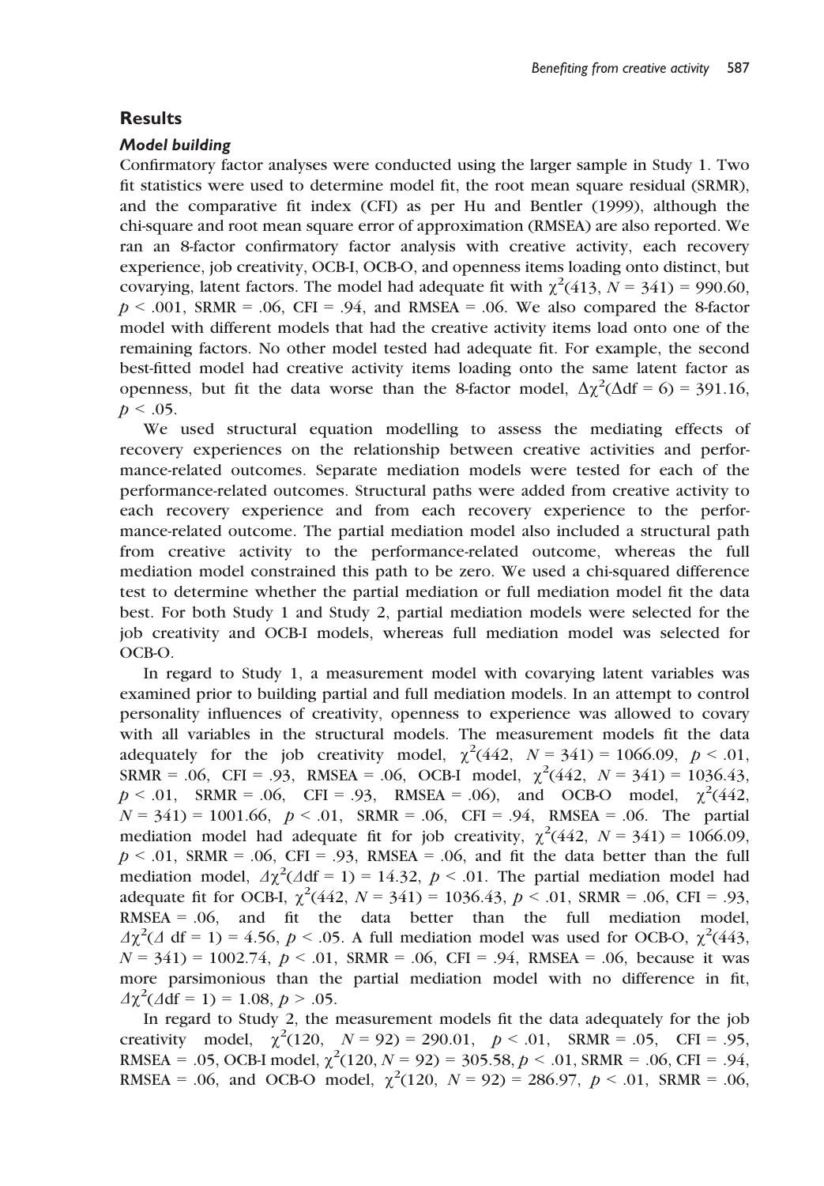## Results

### *Model building*

Confirmatory factor analyses were conducted using the larger sample in Study 1. Two fit statistics were used to determine model fit, the root mean square residual (SRMR), and the comparative fit index (CFI) as per Hu and Bentler (1999), although the chi-square and root mean square error of approximation (RMSEA) are also reported. We ran an 8-factor confirmatory factor analysis with creative activity, each recovery experience, job creativity, OCB-I, OCB-O, and openness items loading onto distinct, but covarying, latent factors. The model had adequate fit with $\chi^2(413, N = 341) = 990.60$, $p < .001$, SRMR = .06, CFI = .94, and RMSEA = .06. We also compared the 8-factor model with different models that had the creative activity items load onto one of the remaining factors. No other model tested had adequate fit. For example, the second best-fitted model had creative activity items loading onto the same latent factor as openness, but fit the data worse than the 8-factor model, $\Delta\chi^2(\Delta df = 6) = 391.16$, $p < .05$.

We used structural equation modelling to assess the mediating effects of recovery experiences on the relationship between creative activities and performance-related outcomes. Separate mediation models were tested for each of the performance-related outcomes. Structural paths were added from creative activity to each recovery experience and from each recovery experience to the performance-related outcome. The partial mediation model also included a structural path from creative activity to the performance-related outcome, whereas the full mediation model constrained this path to be zero. We used a chi-squared difference test to determine whether the partial mediation or full mediation model fit the data best. For both Study 1 and Study 2, partial mediation models were selected for the job creativity and OCB-I models, whereas full mediation model was selected for OCB-O.

In regard to Study 1, a measurement model with covarying latent variables was examined prior to building partial and full mediation models. In an attempt to control personality influences of creativity, openness to experience was allowed to covary with all variables in the structural models. The measurement models fit the data adequately for the job creativity model, $\chi^2(442, N = 341) = 1066.09$, $p < .01$, SRMR = .06, CFI = .93, RMSEA = .06, OCB-I model, $\chi^2(442, N = 341) = 1036.43$, $p < .01$, SRMR = .06, CFI = .93, RMSEA = .06), and OCB-O model, $\chi^2(442, N = 341) = 1001.66$, $p < .01$, SRMR = .06, CFI = .94, RMSEA = .06. The partial mediation model had adequate fit for job creativity, $\chi^2(442, N = 341) = 1066.09$, $p < .01$, SRMR = .06, CFI = .93, RMSEA = .06, and fit the data better than the full mediation model, $\Delta\chi^2(\Delta df = 1) = 14.32$, $p < .01$. The partial mediation model had adequate fit for OCB-I, $\chi^2(442, N = 341) = 1036.43$, $p < .01$, SRMR = .06, CFI = .93, RMSEA = .06, and fit the data better than the full mediation model, $\Delta\chi^2(\Delta \text{ df} = 1) = 4.56$, $p < .05$. A full mediation model was used for OCB-O, $\chi^2(443, N = 341) = 1002.74$, $p < .01$, SRMR = .06, CFI = .94, RMSEA = .06, because it was more parsimonious than the partial mediation model with no difference in fit, $\Delta\chi^2(\Delta df = 1) = 1.08$, $p > .05$.

In regard to Study 2, the measurement models fit the data adequately for the job creativity model, $\chi^2(120, N = 92) = 290.01$, $p < .01$, SRMR = .05, CFI = .95, RMSEA = .05, OCB-I model, $\chi^2(120, N = 92) = 305.58$, $p < .01$, SRMR = .06, CFI = .94, RMSEA = .06, and OCB-O model, $\chi^2(120, N = 92) = 286.97$, $p < .01$, SRMR = .06,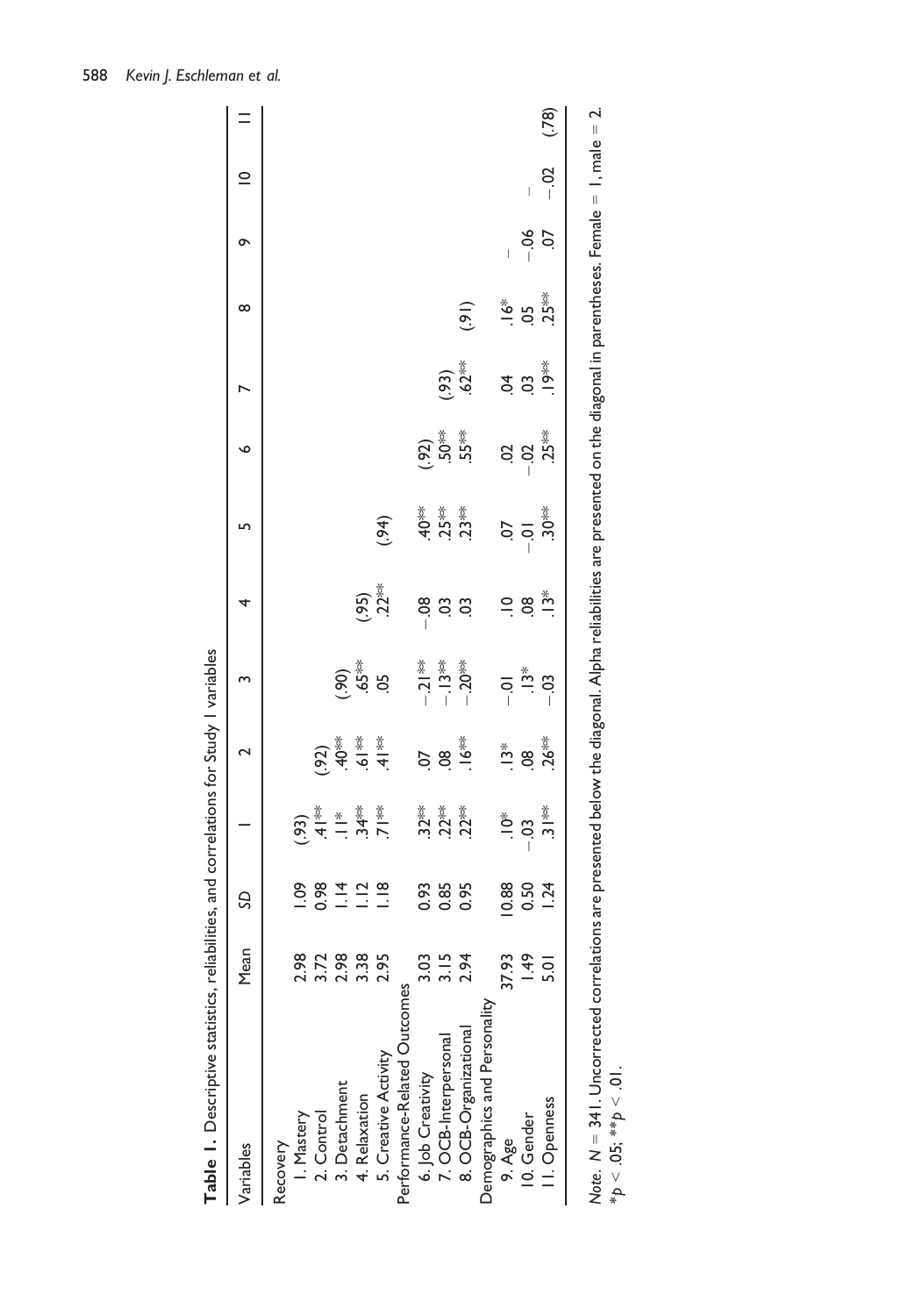**Table 1.** Descriptive statistics, reliabilities, and correlations for Study 1 variables

| Variables | Mean | *SD* | 1 | 2 | 3 | 4 | 5 | 6 | 7 | 8 | 9 | 10 | 11 |
|---|---|---|---|---|---|---|---|---|---|---|---|---|---|
| Recovery | | | | | | | | | | | | | |
| 1. Mastery | 2.98 | 1.09 | (.93) | | | | | | | | | | |
| 2. Control | 3.72 | 0.98 | .41** | (.92) | | | | | | | | | |
| 3. Detachment | 2.98 | 1.14 | .11* | .40** | (.90) | | | | | | | | |
| 4. Relaxation | 3.38 | 1.12 | .34** | .61** | .65** | (.95) | | | | | | | |
| 5. Creative Activity | 2.95 | 1.18 | .71** | .41** | .05 | .22** | (.94) | | | | | | |
| Performance-Related Outcomes | | | | | | | | | | | | | |
| 6. Job Creativity | 3.03 | 0.93 | .32** | .07 | −.21** | −.08 | .40** | (.92) | | | | | |
| 7. OCB-Interpersonal | 3.15 | 0.85 | .22** | .08 | −.13** | .03 | .25** | .50** | (.93) | | | | |
| 8. OCB-Organizational | 2.94 | 0.95 | .22** | .16** | −.20** | .03 | .23** | .55** | .62** | (.91) | | | |
| Demographics and Personality | | | | | | | | | | | | | |
| 9. Age | 37.93 | 10.88 | .10* | .13* | −.01 | .10 | .07 | .02 | .04 | .16* | – | | |
| 10. Gender | 1.49 | 0.50 | −.03 | .08 | .13* | .08 | −.01 | −.02 | .03 | .05 | −.06 | – | |
| 11. Openness | 5.01 | 1.24 | .31** | .26** | −.03 | .13* | .30** | .25** | .19** | .25** | .07 | −.02 | (.78) |

*Note.* $N = 341$. Uncorrected correlations are presented below the diagonal. Alpha reliabilities are presented on the diagonal in parentheses. Female = 1, male = 2.
$*p < .05$; $**p < .01$.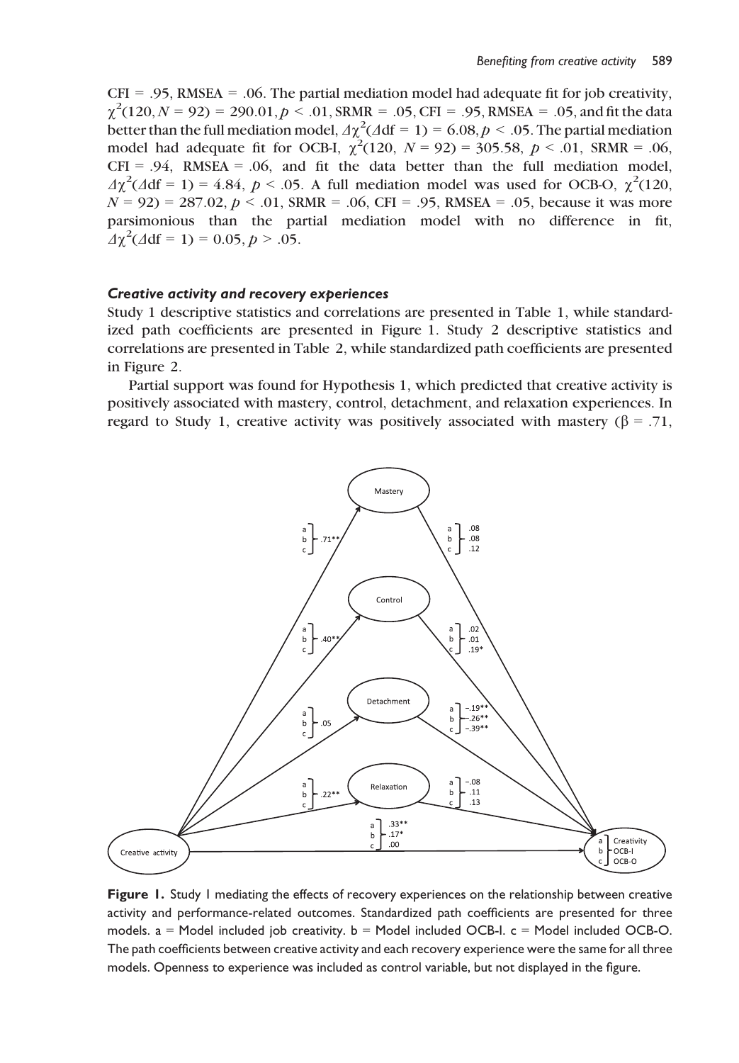CFI = .95, RMSEA = .06. The partial mediation model had adequate fit for job creativity, $\chi^2(120, N = 92) = 290.01, p < .01$, SRMR = .05, CFI = .95, RMSEA = .05, and fit the data better than the full mediation model, $\Delta\chi^2(\Delta df = 1) = 6.08, p < .05$. The partial mediation model had adequate fit for OCB-I, $\chi^2(120, N = 92) = 305.58, p < .01$, SRMR = .06, CFI = .94, RMSEA = .06, and fit the data better than the full mediation model, $\Delta\chi^2(\Delta df = 1) = 4.84, p < .05$. A full mediation model was used for OCB-O, $\chi^2(120, N = 92) = 287.02, p < .01$, SRMR = .06, CFI = .95, RMSEA = .05, because it was more parsimonious than the partial mediation model with no difference in fit, $\Delta\chi^2(\Delta df = 1) = 0.05, p > .05$.

### *Creative activity and recovery experiences*

Study 1 descriptive statistics and correlations are presented in Table 1, while standardized path coefficients are presented in Figure 1. Study 2 descriptive statistics and correlations are presented in Table 2, while standardized path coefficients are presented in Figure 2.

Partial support was found for Hypothesis 1, which predicted that creative activity is positively associated with mastery, control, detachment, and relaxation experiences. In regard to Study 1, creative activity was positively associated with mastery ($\beta = .71$,

**Figure 1.** Study 1 mediating the effects of recovery experiences on the relationship between creative activity and performance-related outcomes. Standardized path coefficients are presented for three models. a = Model included job creativity. b = Model included OCB-I. c = Model included OCB-O. The path coefficients between creative activity and each recovery experience were the same for all three models. Openness to experience was included as control variable, but not displayed in the figure.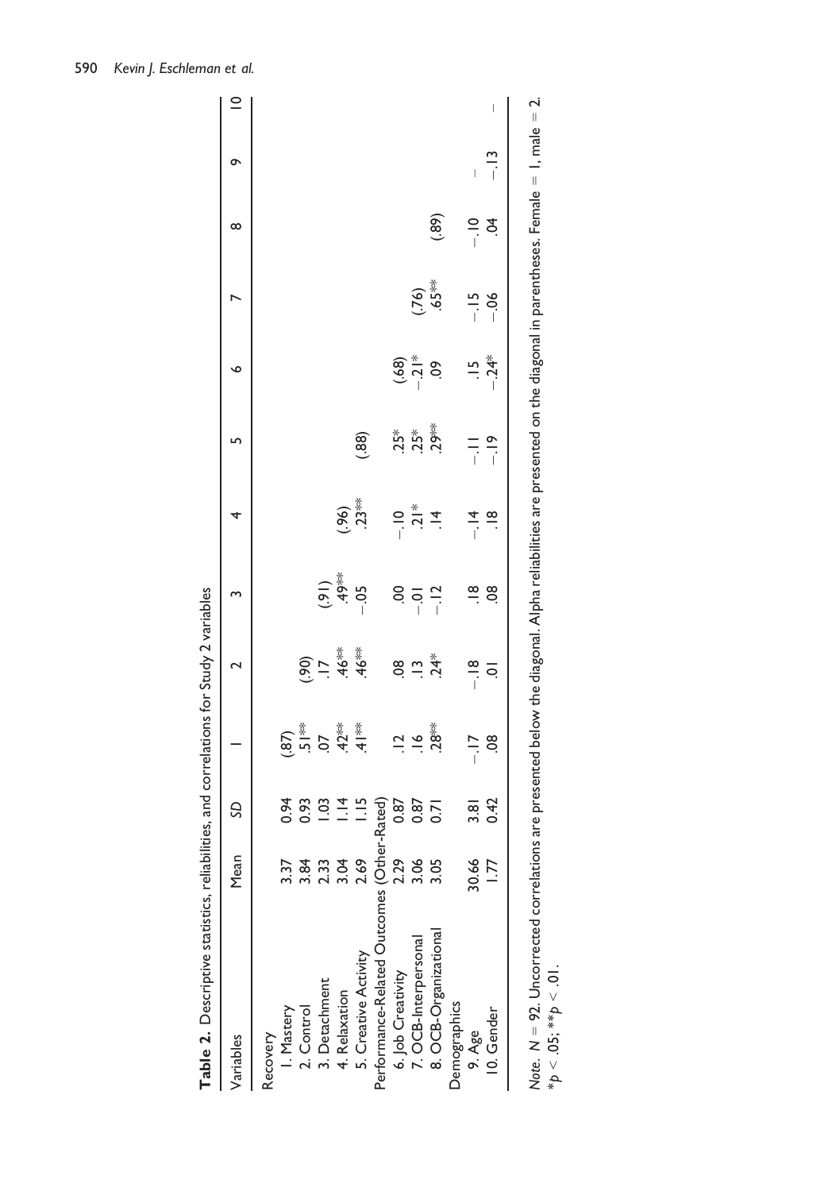**Table 2.** Descriptive statistics, reliabilities, and correlations for Study 2 variables

| Variables | Mean | SD | 1 | 2 | 3 | 4 | 5 | 6 | 7 | 8 | 9 | 10 |
|---|---|---|---|---|---|---|---|---|---|---|---|---|
| Recovery | | | | | | | | | | | | |
| 1. Mastery | 3.37 | 0.94 | (.87) | | | | | | | | | |
| 2. Control | 3.84 | 0.93 | .51** | (.90) | | | | | | | | |
| 3. Detachment | 2.33 | 1.03 | .07 | .17 | (.91) | | | | | | | |
| 4. Relaxation | 3.04 | 1.14 | .42** | .46** | .49** | (.96) | | | | | | |
| 5. Creative Activity | 2.69 | 1.15 | .41** | .46** | −.05 | .23** | (.88) | | | | | |
| Performance-Related Outcomes (Other-Rated) | | | | | | | | | | | | |
| 6. Job Creativity | 2.29 | 0.87 | .12 | .08 | .00 | −.10 | .25* | (.68) | | | | |
| 7. OCB-Interpersonal | 3.06 | 0.87 | .16 | .13 | −.01 | .21* | .25* | −.21* | (.76) | | | |
| 8. OCB-Organizational | 3.05 | 0.71 | .28** | .24* | −.12 | .14 | .29** | .09 | .65** | (.89) | | |
| Demographics | | | | | | | | | | | | |
| 9. Age | 30.66 | 3.81 | −.17 | −.18 | .18 | −.14 | −.11 | .15 | −.15 | −.10 | — | |
| 10. Gender | 1.77 | 0.42 | .08 | .01 | .08 | .18 | −.19 | −.24* | −.06 | .04 | −.13 | — |

*Note.* $N = 92$. Uncorrected correlations are presented below the diagonal. Alpha reliabilities are presented on the diagonal in parentheses. Female = 1, male = 2.
$*p < .05$; $**p < .01$.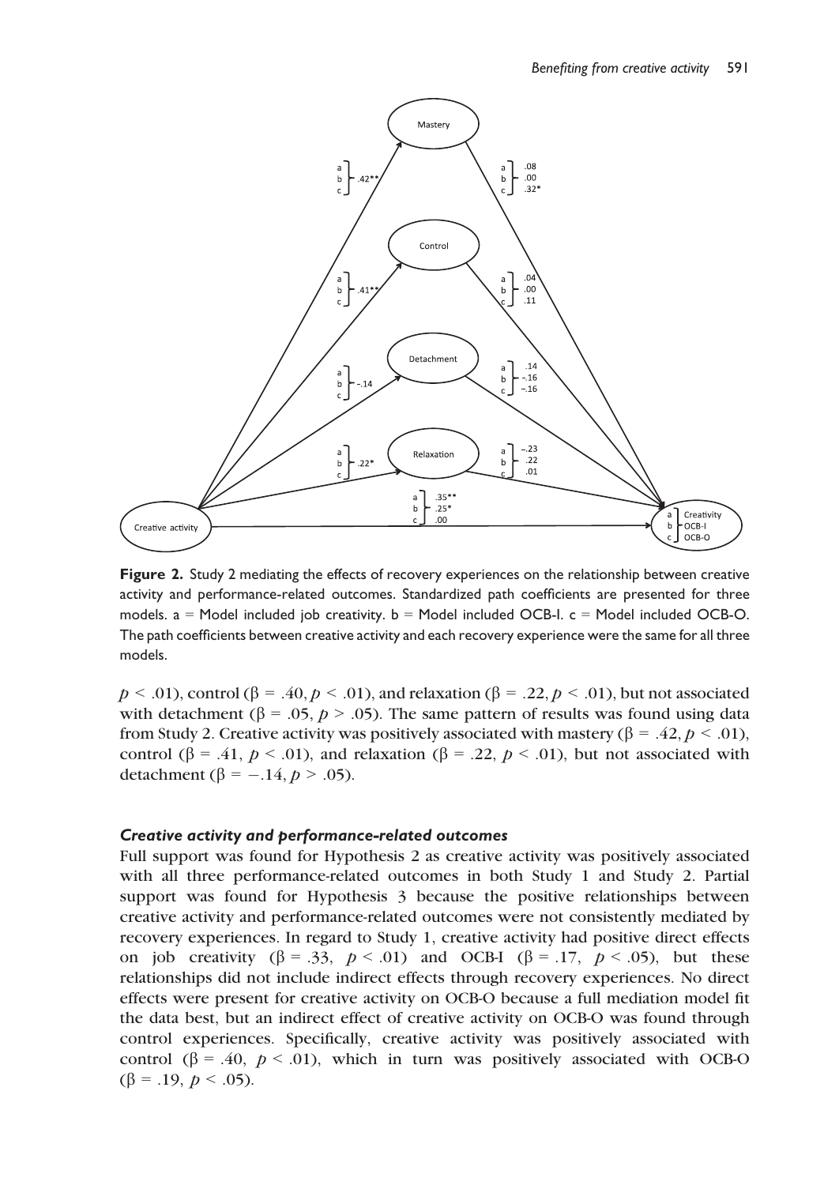**Figure 2.** Study 2 mediating the effects of recovery experiences on the relationship between creative activity and performance-related outcomes. Standardized path coefficients are presented for three models. a = Model included job creativity. b = Model included OCB-I. c = Model included OCB-O. The path coefficients between creative activity and each recovery experience were the same for all three models.

$p < .01$), control ($\beta = .40$, $p < .01$), and relaxation ($\beta = .22$, $p < .01$), but not associated with detachment ($\beta = .05$, $p > .05$). The same pattern of results was found using data from Study 2. Creative activity was positively associated with mastery ($\beta = .42$, $p < .01$), control ($\beta = .41$, $p < .01$), and relaxation ($\beta = .22$, $p < .01$), but not associated with detachment ($\beta = -.14$, $p > .05$).

### *Creative activity and performance-related outcomes*

Full support was found for Hypothesis 2 as creative activity was positively associated with all three performance-related outcomes in both Study 1 and Study 2. Partial support was found for Hypothesis 3 because the positive relationships between creative activity and performance-related outcomes were not consistently mediated by recovery experiences. In regard to Study 1, creative activity had positive direct effects on job creativity ($\beta = .33$, $p < .01$) and OCB-I ($\beta = .17$, $p < .05$), but these relationships did not include indirect effects through recovery experiences. No direct effects were present for creative activity on OCB-O because a full mediation model fit the data best, but an indirect effect of creative activity on OCB-O was found through control experiences. Specifically, creative activity was positively associated with control ($\beta = .40$, $p < .01$), which in turn was positively associated with OCB-O ($\beta = .19$, $p < .05$).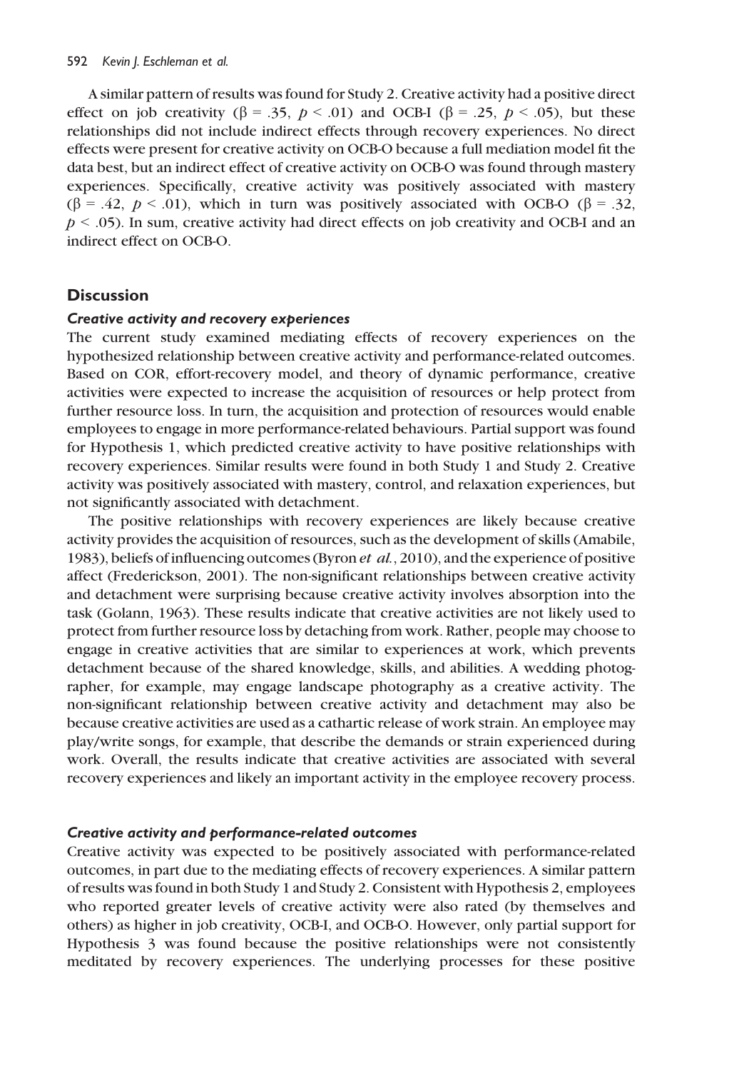A similar pattern of results was found for Study 2. Creative activity had a positive direct effect on job creativity ($\beta = .35$, $p < .01$) and OCB-I ($\beta = .25$, $p < .05$), but these relationships did not include indirect effects through recovery experiences. No direct effects were present for creative activity on OCB-O because a full mediation model fit the data best, but an indirect effect of creative activity on OCB-O was found through mastery experiences. Specifically, creative activity was positively associated with mastery ($\beta = .42$, $p < .01$), which in turn was positively associated with OCB-O ($\beta = .32$, $p < .05$). In sum, creative activity had direct effects on job creativity and OCB-I and an indirect effect on OCB-O.

## Discussion

### *Creative activity and recovery experiences*

The current study examined mediating effects of recovery experiences on the hypothesized relationship between creative activity and performance-related outcomes. Based on COR, effort-recovery model, and theory of dynamic performance, creative activities were expected to increase the acquisition of resources or help protect from further resource loss. In turn, the acquisition and protection of resources would enable employees to engage in more performance-related behaviours. Partial support was found for Hypothesis 1, which predicted creative activity to have positive relationships with recovery experiences. Similar results were found in both Study 1 and Study 2. Creative activity was positively associated with mastery, control, and relaxation experiences, but not significantly associated with detachment.

The positive relationships with recovery experiences are likely because creative activity provides the acquisition of resources, such as the development of skills (Amabile, 1983), beliefs of influencing outcomes (Byron *et al.*, 2010), and the experience of positive affect (Frederickson, 2001). The non-significant relationships between creative activity and detachment were surprising because creative activity involves absorption into the task (Golann, 1963). These results indicate that creative activities are not likely used to protect from further resource loss by detaching from work. Rather, people may choose to engage in creative activities that are similar to experiences at work, which prevents detachment because of the shared knowledge, skills, and abilities. A wedding photographer, for example, may engage landscape photography as a creative activity. The non-significant relationship between creative activity and detachment may also be because creative activities are used as a cathartic release of work strain. An employee may play/write songs, for example, that describe the demands or strain experienced during work. Overall, the results indicate that creative activities are associated with several recovery experiences and likely an important activity in the employee recovery process.

### *Creative activity and performance-related outcomes*

Creative activity was expected to be positively associated with performance-related outcomes, in part due to the mediating effects of recovery experiences. A similar pattern of results was found in both Study 1 and Study 2. Consistent with Hypothesis 2, employees who reported greater levels of creative activity were also rated (by themselves and others) as higher in job creativity, OCB-I, and OCB-O. However, only partial support for Hypothesis 3 was found because the positive relationships were not consistently meditated by recovery experiences. The underlying processes for these positive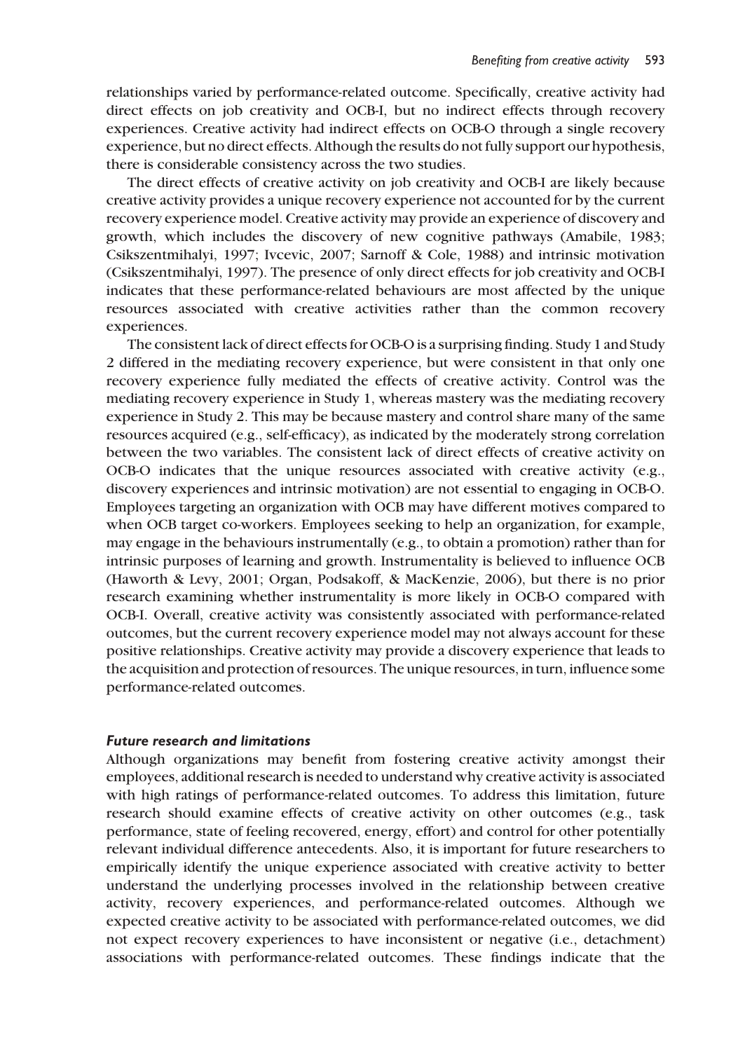relationships varied by performance-related outcome. Specifically, creative activity had direct effects on job creativity and OCB-I, but no indirect effects through recovery experiences. Creative activity had indirect effects on OCB-O through a single recovery experience, but no direct effects. Although the results do not fully support our hypothesis, there is considerable consistency across the two studies.

The direct effects of creative activity on job creativity and OCB-I are likely because creative activity provides a unique recovery experience not accounted for by the current recovery experience model. Creative activity may provide an experience of discovery and growth, which includes the discovery of new cognitive pathways (Amabile, 1983; Csikszentmihalyi, 1997; Ivcevic, 2007; Sarnoff & Cole, 1988) and intrinsic motivation (Csikszentmihalyi, 1997). The presence of only direct effects for job creativity and OCB-I indicates that these performance-related behaviours are most affected by the unique resources associated with creative activities rather than the common recovery experiences.

The consistent lack of direct effects for OCB-O is a surprising finding. Study 1 and Study 2 differed in the mediating recovery experience, but were consistent in that only one recovery experience fully mediated the effects of creative activity. Control was the mediating recovery experience in Study 1, whereas mastery was the mediating recovery experience in Study 2. This may be because mastery and control share many of the same resources acquired (e.g., self-efficacy), as indicated by the moderately strong correlation between the two variables. The consistent lack of direct effects of creative activity on OCB-O indicates that the unique resources associated with creative activity (e.g., discovery experiences and intrinsic motivation) are not essential to engaging in OCB-O. Employees targeting an organization with OCB may have different motives compared to when OCB target co-workers. Employees seeking to help an organization, for example, may engage in the behaviours instrumentally (e.g., to obtain a promotion) rather than for intrinsic purposes of learning and growth. Instrumentality is believed to influence OCB (Haworth & Levy, 2001; Organ, Podsakoff, & MacKenzie, 2006), but there is no prior research examining whether instrumentality is more likely in OCB-O compared with OCB-I. Overall, creative activity was consistently associated with performance-related outcomes, but the current recovery experience model may not always account for these positive relationships. Creative activity may provide a discovery experience that leads to the acquisition and protection of resources. The unique resources, in turn, influence some performance-related outcomes.

### *Future research and limitations*

Although organizations may benefit from fostering creative activity amongst their employees, additional research is needed to understand why creative activity is associated with high ratings of performance-related outcomes. To address this limitation, future research should examine effects of creative activity on other outcomes (e.g., task performance, state of feeling recovered, energy, effort) and control for other potentially relevant individual difference antecedents. Also, it is important for future researchers to empirically identify the unique experience associated with creative activity to better understand the underlying processes involved in the relationship between creative activity, recovery experiences, and performance-related outcomes. Although we expected creative activity to be associated with performance-related outcomes, we did not expect recovery experiences to have inconsistent or negative (i.e., detachment) associations with performance-related outcomes. These findings indicate that the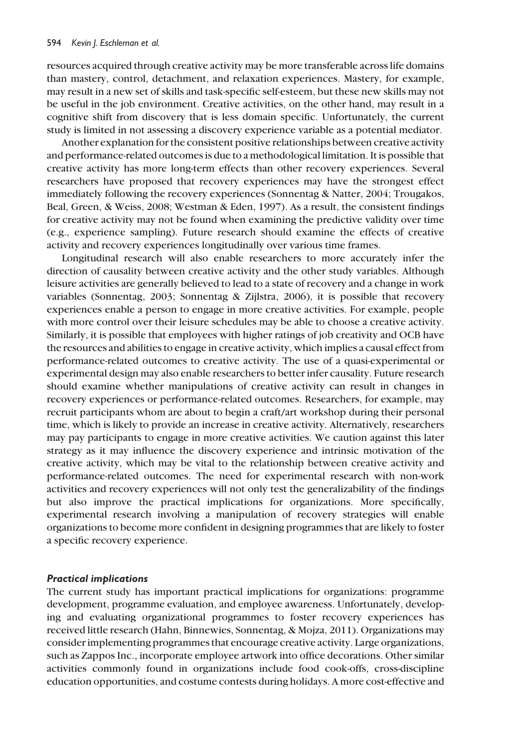resources acquired through creative activity may be more transferable across life domains than mastery, control, detachment, and relaxation experiences. Mastery, for example, may result in a new set of skills and task-specific self-esteem, but these new skills may not be useful in the job environment. Creative activities, on the other hand, may result in a cognitive shift from discovery that is less domain specific. Unfortunately, the current study is limited in not assessing a discovery experience variable as a potential mediator.

Another explanation for the consistent positive relationships between creative activity and performance-related outcomes is due to a methodological limitation. It is possible that creative activity has more long-term effects than other recovery experiences. Several researchers have proposed that recovery experiences may have the strongest effect immediately following the recovery experiences (Sonnentag & Natter, 2004; Trougakos, Beal, Green, & Weiss, 2008; Westman & Eden, 1997). As a result, the consistent findings for creative activity may not be found when examining the predictive validity over time (e.g., experience sampling). Future research should examine the effects of creative activity and recovery experiences longitudinally over various time frames.

Longitudinal research will also enable researchers to more accurately infer the direction of causality between creative activity and the other study variables. Although leisure activities are generally believed to lead to a state of recovery and a change in work variables (Sonnentag, 2003; Sonnentag & Zijlstra, 2006), it is possible that recovery experiences enable a person to engage in more creative activities. For example, people with more control over their leisure schedules may be able to choose a creative activity. Similarly, it is possible that employees with higher ratings of job creativity and OCB have the resources and abilities to engage in creative activity, which implies a causal effect from performance-related outcomes to creative activity. The use of a quasi-experimental or experimental design may also enable researchers to better infer causality. Future research should examine whether manipulations of creative activity can result in changes in recovery experiences or performance-related outcomes. Researchers, for example, may recruit participants whom are about to begin a craft/art workshop during their personal time, which is likely to provide an increase in creative activity. Alternatively, researchers may pay participants to engage in more creative activities. We caution against this later strategy as it may influence the discovery experience and intrinsic motivation of the creative activity, which may be vital to the relationship between creative activity and performance-related outcomes. The need for experimental research with non-work activities and recovery experiences will not only test the generalizability of the findings but also improve the practical implications for organizations. More specifically, experimental research involving a manipulation of recovery strategies will enable organizations to become more confident in designing programmes that are likely to foster a specific recovery experience.

### *Practical implications*

The current study has important practical implications for organizations: programme development, programme evaluation, and employee awareness. Unfortunately, developing and evaluating organizational programmes to foster recovery experiences has received little research (Hahn, Binnewies, Sonnentag, & Mojza, 2011). Organizations may consider implementing programmes that encourage creative activity. Large organizations, such as Zappos Inc., incorporate employee artwork into office decorations. Other similar activities commonly found in organizations include food cook-offs, cross-discipline education opportunities, and costume contests during holidays. A more cost-effective and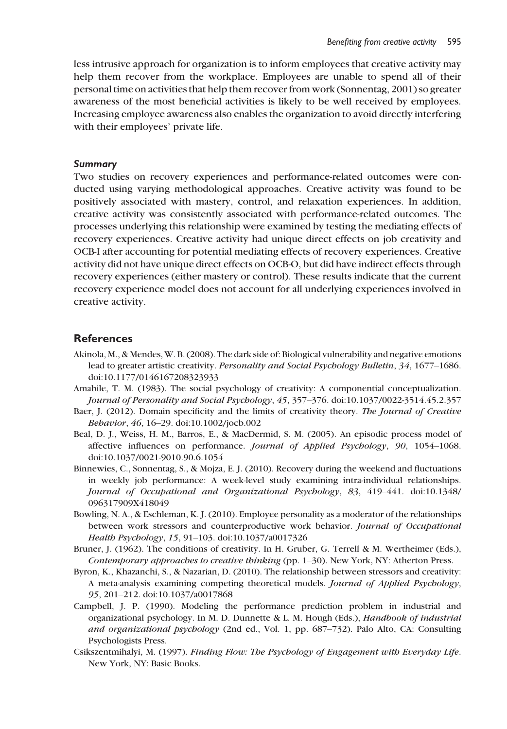less intrusive approach for organization is to inform employees that creative activity may help them recover from the workplace. Employees are unable to spend all of their personal time on activities that help them recover from work (Sonnentag, 2001) so greater awareness of the most beneficial activities is likely to be well received by employees. Increasing employee awareness also enables the organization to avoid directly interfering with their employees' private life.

### *Summary*

Two studies on recovery experiences and performance-related outcomes were conducted using varying methodological approaches. Creative activity was found to be positively associated with mastery, control, and relaxation experiences. In addition, creative activity was consistently associated with performance-related outcomes. The processes underlying this relationship were examined by testing the mediating effects of recovery experiences. Creative activity had unique direct effects on job creativity and OCB-I after accounting for potential mediating effects of recovery experiences. Creative activity did not have unique direct effects on OCB-O, but did have indirect effects through recovery experiences (either mastery or control). These results indicate that the current recovery experience model does not account for all underlying experiences involved in creative activity.

## References

Akinola, M., & Mendes, W. B. (2008). The dark side of: Biological vulnerability and negative emotions lead to greater artistic creativity. *Personality and Social Psychology Bulletin*, *34*, 1677–1686. doi:10.1177/0146167208323933

Amabile, T. M. (1983). The social psychology of creativity: A componential conceptualization. *Journal of Personality and Social Psychology*, *45*, 357–376. doi:10.1037/0022-3514.45.2.357

Baer, J. (2012). Domain specificity and the limits of creativity theory. *The Journal of Creative Behavior*, *46*, 16–29. doi:10.1002/jocb.002

Beal, D. J., Weiss, H. M., Barros, E., & MacDermid, S. M. (2005). An episodic process model of affective influences on performance. *Journal of Applied Psychology*, *90*, 1054–1068. doi:10.1037/0021-9010.90.6.1054

Binnewies, C., Sonnentag, S., & Mojza, E. J. (2010). Recovery during the weekend and fluctuations in weekly job performance: A week-level study examining intra-individual relationships. *Journal of Occupational and Organizational Psychology*, *83*, 419–441. doi:10.1348/096317909X418049

Bowling, N. A., & Eschleman, K. J. (2010). Employee personality as a moderator of the relationships between work stressors and counterproductive work behavior. *Journal of Occupational Health Psychology*, *15*, 91–103. doi:10.1037/a0017326

Bruner, J. (1962). The conditions of creativity. In H. Gruber, G. Terrell & M. Wertheimer (Eds.), *Contemporary approaches to creative thinking* (pp. 1–30). New York, NY: Atherton Press.

Byron, K., Khazanchi, S., & Nazarian, D. (2010). The relationship between stressors and creativity: A meta-analysis examining competing theoretical models. *Journal of Applied Psychology*, *95*, 201–212. doi:10.1037/a0017868

Campbell, J. P. (1990). Modeling the performance prediction problem in industrial and organizational psychology. In M. D. Dunnette & L. M. Hough (Eds.), *Handbook of industrial and organizational psychology* (2nd ed., Vol. 1, pp. 687–732). Palo Alto, CA: Consulting Psychologists Press.

Csikszentmihalyi, M. (1997). *Finding Flow: The Psychology of Engagement with Everyday Life*. New York, NY: Basic Books.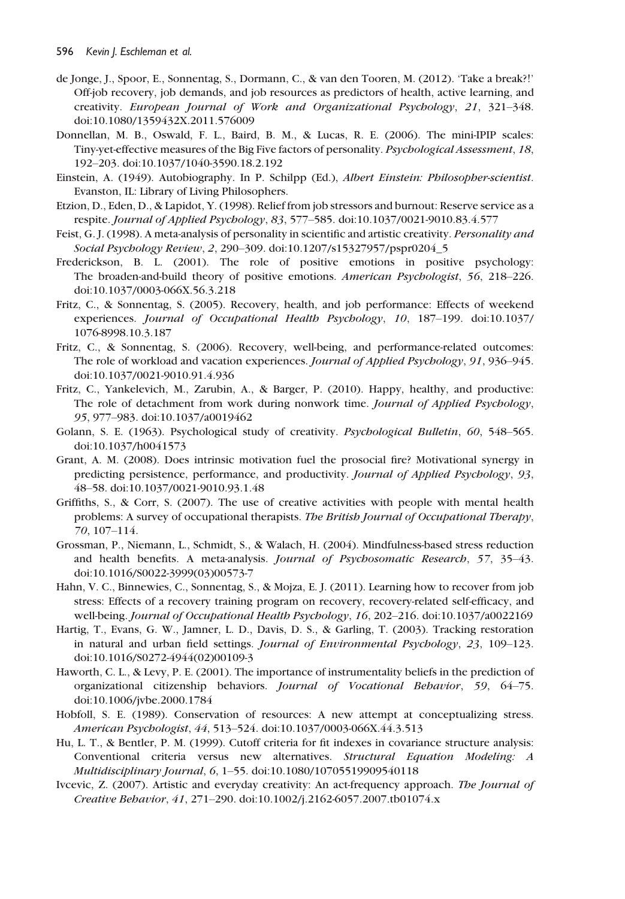de Jonge, J., Spoor, E., Sonnentag, S., Dormann, C., & van den Tooren, M. (2012). 'Take a break?!' Off-job recovery, job demands, and job resources as predictors of health, active learning, and creativity. *European Journal of Work and Organizational Psychology*, *21*, 321–348. doi:10.1080/1359432X.2011.576009

Donnellan, M. B., Oswald, F. L., Baird, B. M., & Lucas, R. E. (2006). The mini-IPIP scales: Tiny-yet-effective measures of the Big Five factors of personality. *Psychological Assessment*, *18*, 192–203. doi:10.1037/1040-3590.18.2.192

Einstein, A. (1949). Autobiography. In P. Schilpp (Ed.), *Albert Einstein: Philosopher-scientist*. Evanston, IL: Library of Living Philosophers.

Etzion, D., Eden, D., & Lapidot, Y. (1998). Relief from job stressors and burnout: Reserve service as a respite. *Journal of Applied Psychology*, *83*, 577–585. doi:10.1037/0021-9010.83.4.577

Feist, G. J. (1998). A meta-analysis of personality in scientific and artistic creativity. *Personality and Social Psychology Review*, *2*, 290–309. doi:10.1207/s15327957/pspr0204_5

Frederickson, B. L. (2001). The role of positive emotions in positive psychology: The broaden-and-build theory of positive emotions. *American Psychologist*, *56*, 218–226. doi:10.1037/0003-066X.56.3.218

Fritz, C., & Sonnentag, S. (2005). Recovery, health, and job performance: Effects of weekend experiences. *Journal of Occupational Health Psychology*, *10*, 187–199. doi:10.1037/1076-8998.10.3.187

Fritz, C., & Sonnentag, S. (2006). Recovery, well-being, and performance-related outcomes: The role of workload and vacation experiences. *Journal of Applied Psychology*, *91*, 936–945. doi:10.1037/0021-9010.91.4.936

Fritz, C., Yankelevich, M., Zarubin, A., & Barger, P. (2010). Happy, healthy, and productive: The role of detachment from work during nonwork time. *Journal of Applied Psychology*, *95*, 977–983. doi:10.1037/a0019462

Golann, S. E. (1963). Psychological study of creativity. *Psychological Bulletin*, *60*, 548–565. doi:10.1037/h0041573

Grant, A. M. (2008). Does intrinsic motivation fuel the prosocial fire? Motivational synergy in predicting persistence, performance, and productivity. *Journal of Applied Psychology*, *93*, 48–58. doi:10.1037/0021-9010.93.1.48

Griffiths, S., & Corr, S. (2007). The use of creative activities with people with mental health problems: A survey of occupational therapists. *The British Journal of Occupational Therapy*, *70*, 107–114.

Grossman, P., Niemann, L., Schmidt, S., & Walach, H. (2004). Mindfulness-based stress reduction and health benefits. A meta-analysis. *Journal of Psychosomatic Research*, *57*, 35–43. doi:10.1016/S0022-3999(03)00573-7

Hahn, V. C., Binnewies, C., Sonnentag, S., & Mojza, E. J. (2011). Learning how to recover from job stress: Effects of a recovery training program on recovery, recovery-related self-efficacy, and well-being. *Journal of Occupational Health Psychology*, *16*, 202–216. doi:10.1037/a0022169

Hartig, T., Evans, G. W., Jamner, L. D., Davis, D. S., & Garling, T. (2003). Tracking restoration in natural and urban field settings. *Journal of Environmental Psychology*, *23*, 109–123. doi:10.1016/S0272-4944(02)00109-3

Haworth, C. L., & Levy, P. E. (2001). The importance of instrumentality beliefs in the prediction of organizational citizenship behaviors. *Journal of Vocational Behavior*, *59*, 64–75. doi:10.1006/jvbe.2000.1784

Hobfoll, S. E. (1989). Conservation of resources: A new attempt at conceptualizing stress. *American Psychologist*, *44*, 513–524. doi:10.1037/0003-066X.44.3.513

Hu, L. T., & Bentler, P. M. (1999). Cutoff criteria for fit indexes in covariance structure analysis: Conventional criteria versus new alternatives. *Structural Equation Modeling: A Multidisciplinary Journal*, *6*, 1–55. doi:10.1080/10705519909540118

Ivcevic, Z. (2007). Artistic and everyday creativity: An act-frequency approach. *The Journal of Creative Behavior*, *41*, 271–290. doi:10.1002/j.2162-6057.2007.tb01074.x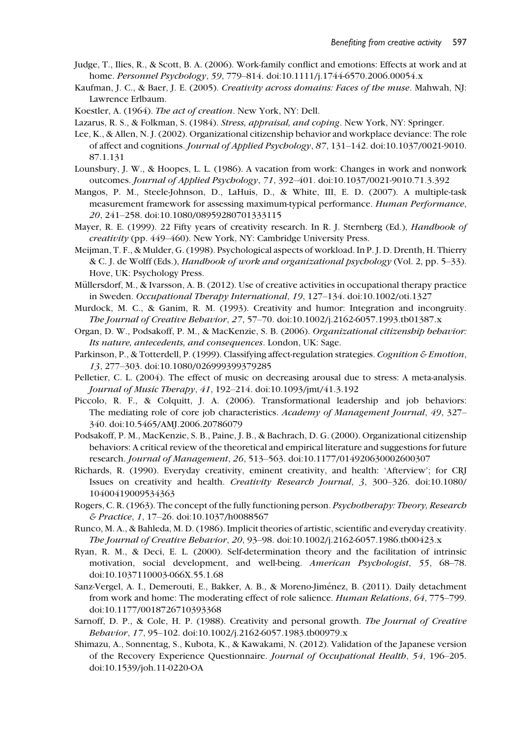Judge, T., Ilies, R., & Scott, B. A. (2006). Work-family conflict and emotions: Effects at work and at home. *Personnel Psychology*, *59*, 779–814. doi:10.1111/j.1744-6570.2006.00054.x

Kaufman, J. C., & Baer, J. E. (2005). *Creativity across domains: Faces of the muse*. Mahwah, NJ: Lawrence Erlbaum.

Koestler, A. (1964). *The act of creation*. New York, NY: Dell.

Lazarus, R. S., & Folkman, S. (1984). *Stress, appraisal, and coping*. New York, NY: Springer.

Lee, K., & Allen, N. J. (2002). Organizational citizenship behavior and workplace deviance: The role of affect and cognitions. *Journal of Applied Psychology*, *87*, 131–142. doi:10.1037/0021-9010.87.1.131

Lounsbury, J. W., & Hoopes, L. L. (1986). A vacation from work: Changes in work and nonwork outcomes. *Journal of Applied Psychology*, *71*, 392–401. doi:10.1037/0021-9010.71.3.392

Mangos, P. M., Steele-Johnson, D., LaHuis, D., & White, III, E. D. (2007). A multiple-task measurement framework for assessing maximum-typical performance. *Human Performance*, *20*, 241–258. doi:10.1080/08959280701333115

Mayer, R. E. (1999). 22 Fifty years of creativity research. In R. J. Sternberg (Ed.), *Handbook of creativity* (pp. 449–460). New York, NY: Cambridge University Press.

Meijman, T. F., & Mulder, G. (1998). Psychological aspects of workload. In P. J. D. Drenth, H. Thierry & C. J. de Wolff (Eds.), *Handbook of work and organizational psychology* (Vol. 2, pp. 5–33). Hove, UK: Psychology Press.

Müllersdorf, M., & Ivarsson, A. B. (2012). Use of creative activities in occupational therapy practice in Sweden. *Occupational Therapy International*, *19*, 127–134. doi:10.1002/oti.1327

Murdock, M. C., & Ganim, R. M. (1993). Creativity and humor: Integration and incongruity. *The Journal of Creative Behavior*, *27*, 57–70. doi:10.1002/j.2162-6057.1993.tb01387.x

Organ, D. W., Podsakoff, P. M., & MacKenzie, S. B. (2006). *Organizational citizenship behavior: Its nature, antecedents, and consequences*. London, UK: Sage.

Parkinson, P., & Totterdell, P. (1999). Classifying affect-regulation strategies. *Cognition & Emotion*, *13*, 277–303. doi:10.1080/026999399379285

Pelletier, C. L. (2004). The effect of music on decreasing arousal due to stress: A meta-analysis. *Journal of Music Therapy*, *41*, 192–214. doi:10.1093/jmt/41.3.192

Piccolo, R. F., & Colquitt, J. A. (2006). Transformational leadership and job behaviors: The mediating role of core job characteristics. *Academy of Management Journal*, *49*, 327–340. doi:10.5465/AMJ.2006.20786079

Podsakoff, P. M., MacKenzie, S. B., Paine, J. B., & Bachrach, D. G. (2000). Organizational citizenship behaviors: A critical review of the theoretical and empirical literature and suggestions for future research. *Journal of Management*, *26*, 513–563. doi:10.1177/014920630002600307

Richards, R. (1990). Everyday creativity, eminent creativity, and health: 'Afterview'; for CRJ Issues on creativity and health. *Creativity Research Journal*, *3*, 300–326. doi:10.1080/10400419009534363

Rogers, C. R. (1963). The concept of the fully functioning person. *Psychotherapy: Theory, Research & Practice*, *1*, 17–26. doi:10.1037/h0088567

Runco, M. A., & Bahleda, M. D. (1986). Implicit theories of artistic, scientific and everyday creativity. *The Journal of Creative Behavior*, *20*, 93–98. doi:10.1002/j.2162-6057.1986.tb00423.x

Ryan, R. M., & Deci, E. L. (2000). Self-determination theory and the facilitation of intrinsic motivation, social development, and well-being. *American Psychologist*, *55*, 68–78. doi:10.1037110003-066X.55.1.68

Sanz-Vergel, A. I., Demerouti, E., Bakker, A. B., & Moreno-Jiménez, B. (2011). Daily detachment from work and home: The moderating effect of role salience. *Human Relations*, *64*, 775–799. doi:10.1177/0018726710393368

Sarnoff, D. P., & Cole, H. P. (1988). Creativity and personal growth. *The Journal of Creative Behavior*, *17*, 95–102. doi:10.1002/j.2162-6057.1983.tb00979.x

Shimazu, A., Sonnentag, S., Kubota, K., & Kawakami, N. (2012). Validation of the Japanese version of the Recovery Experience Questionnaire. *Journal of Occupational Health*, *54*, 196–205. doi:10.1539/joh.11-0220-OA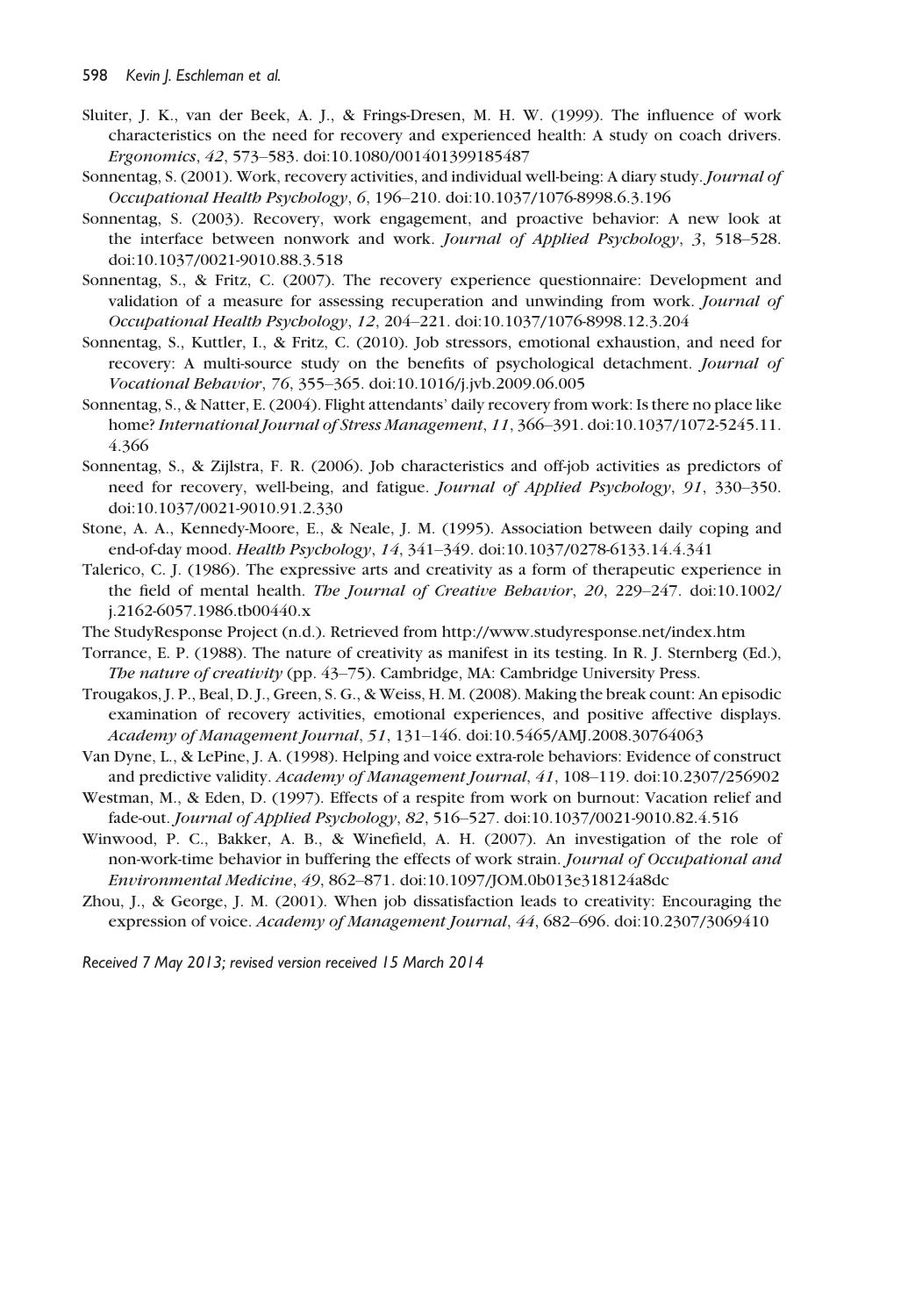Sluiter, J. K., van der Beek, A. J., & Frings-Dresen, M. H. W. (1999). The influence of work characteristics on the need for recovery and experienced health: A study on coach drivers. *Ergonomics*, *42*, 573–583. doi:10.1080/001401399185487

Sonnentag, S. (2001). Work, recovery activities, and individual well-being: A diary study. *Journal of Occupational Health Psychology*, *6*, 196–210. doi:10.1037/1076-8998.6.3.196

Sonnentag, S. (2003). Recovery, work engagement, and proactive behavior: A new look at the interface between nonwork and work. *Journal of Applied Psychology*, *3*, 518–528. doi:10.1037/0021-9010.88.3.518

Sonnentag, S., & Fritz, C. (2007). The recovery experience questionnaire: Development and validation of a measure for assessing recuperation and unwinding from work. *Journal of Occupational Health Psychology*, *12*, 204–221. doi:10.1037/1076-8998.12.3.204

Sonnentag, S., Kuttler, I., & Fritz, C. (2010). Job stressors, emotional exhaustion, and need for recovery: A multi-source study on the benefits of psychological detachment. *Journal of Vocational Behavior*, *76*, 355–365. doi:10.1016/j.jvb.2009.06.005

Sonnentag, S., & Natter, E. (2004). Flight attendants' daily recovery from work: Is there no place like home? *International Journal of Stress Management*, *11*, 366–391. doi:10.1037/1072-5245.11.4.366

Sonnentag, S., & Zijlstra, F. R. (2006). Job characteristics and off-job activities as predictors of need for recovery, well-being, and fatigue. *Journal of Applied Psychology*, *91*, 330–350. doi:10.1037/0021-9010.91.2.330

Stone, A. A., Kennedy-Moore, E., & Neale, J. M. (1995). Association between daily coping and end-of-day mood. *Health Psychology*, *14*, 341–349. doi:10.1037/0278-6133.14.4.341

Talerico, C. J. (1986). The expressive arts and creativity as a form of therapeutic experience in the field of mental health. *The Journal of Creative Behavior*, *20*, 229–247. doi:10.1002/j.2162-6057.1986.tb00440.x

The StudyResponse Project (n.d.). Retrieved from http://www.studyresponse.net/index.htm

Torrance, E. P. (1988). The nature of creativity as manifest in its testing. In R. J. Sternberg (Ed.), *The nature of creativity* (pp. 43–75). Cambridge, MA: Cambridge University Press.

Trougakos, J. P., Beal, D. J., Green, S. G., & Weiss, H. M. (2008). Making the break count: An episodic examination of recovery activities, emotional experiences, and positive affective displays. *Academy of Management Journal*, *51*, 131–146. doi:10.5465/AMJ.2008.30764063

Van Dyne, L., & LePine, J. A. (1998). Helping and voice extra-role behaviors: Evidence of construct and predictive validity. *Academy of Management Journal*, *41*, 108–119. doi:10.2307/256902

Westman, M., & Eden, D. (1997). Effects of a respite from work on burnout: Vacation relief and fade-out. *Journal of Applied Psychology*, *82*, 516–527. doi:10.1037/0021-9010.82.4.516

Winwood, P. C., Bakker, A. B., & Winefield, A. H. (2007). An investigation of the role of non-work-time behavior in buffering the effects of work strain. *Journal of Occupational and Environmental Medicine*, *49*, 862–871. doi:10.1097/JOM.0b013e318124a8dc

Zhou, J., & George, J. M. (2001). When job dissatisfaction leads to creativity: Encouraging the expression of voice. *Academy of Management Journal*, *44*, 682–696. doi:10.2307/3069410

*Received 7 May 2013; revised version received 15 March 2014*